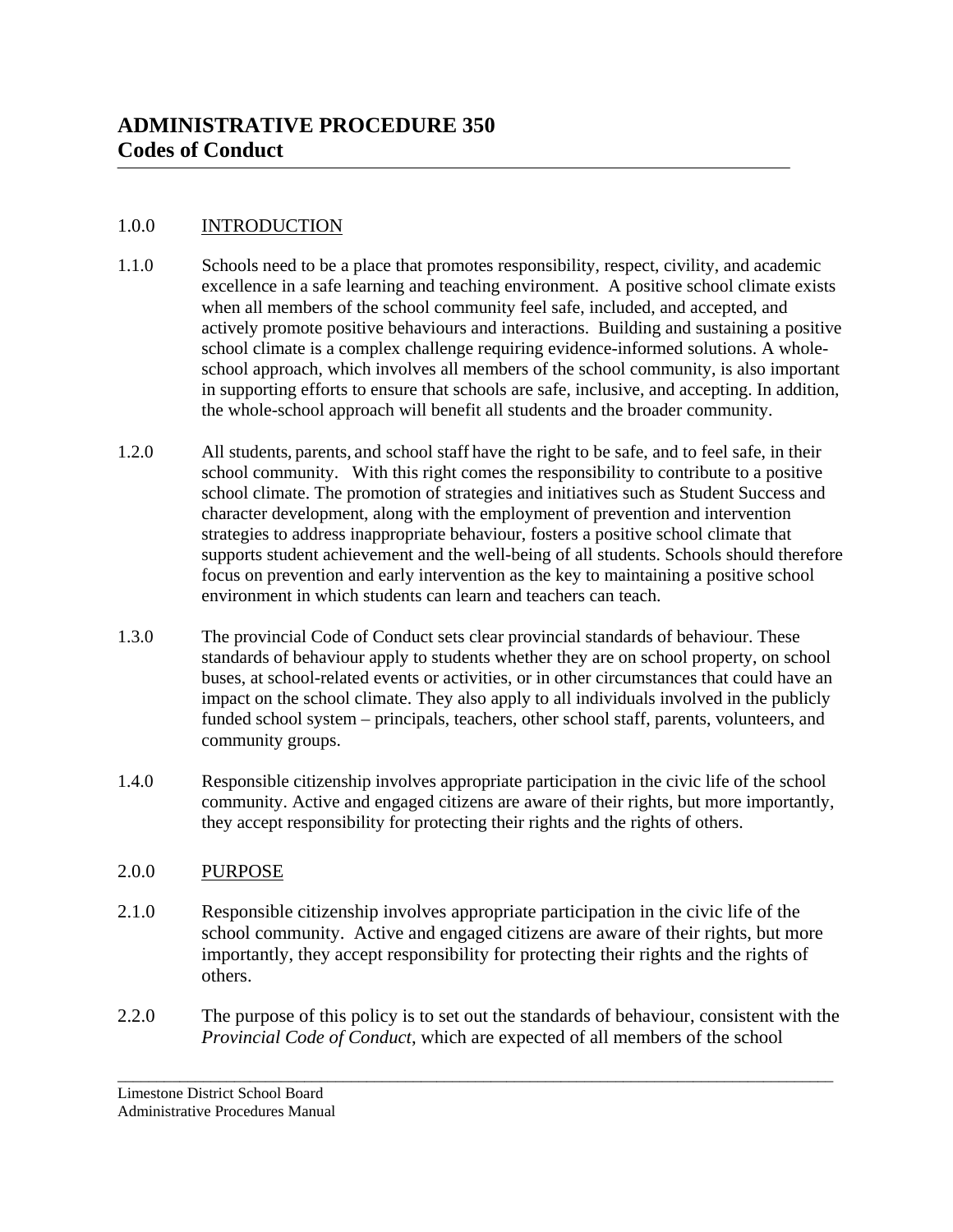# ADMINISTRATIVE PROCEDURE 350
# Codes of Conduct

## 1.0.0 INTRODUCTION

1.1.0 Schools need to be a place that promotes responsibility, respect, civility, and academic excellence in a safe learning and teaching environment. A positive school climate exists when all members of the school community feel safe, included, and accepted, and actively promote positive behaviours and interactions. Building and sustaining a positive school climate is a complex challenge requiring evidence-informed solutions. A whole-school approach, which involves all members of the school community, is also important in supporting efforts to ensure that schools are safe, inclusive, and accepting. In addition, the whole-school approach will benefit all students and the broader community.

1.2.0 All students, parents, and school staff have the right to be safe, and to feel safe, in their school community. With this right comes the responsibility to contribute to a positive school climate. The promotion of strategies and initiatives such as Student Success and character development, along with the employment of prevention and intervention strategies to address inappropriate behaviour, fosters a positive school climate that supports student achievement and the well-being of all students. Schools should therefore focus on prevention and early intervention as the key to maintaining a positive school environment in which students can learn and teachers can teach.

1.3.0 The provincial Code of Conduct sets clear provincial standards of behaviour. These standards of behaviour apply to students whether they are on school property, on school buses, at school-related events or activities, or in other circumstances that could have an impact on the school climate. They also apply to all individuals involved in the publicly funded school system – principals, teachers, other school staff, parents, volunteers, and community groups.

1.4.0 Responsible citizenship involves appropriate participation in the civic life of the school community. Active and engaged citizens are aware of their rights, but more importantly, they accept responsibility for protecting their rights and the rights of others.

## 2.0.0 PURPOSE

2.1.0 Responsible citizenship involves appropriate participation in the civic life of the school community. Active and engaged citizens are aware of their rights, but more importantly, they accept responsibility for protecting their rights and the rights of others.

2.2.0 The purpose of this policy is to set out the standards of behaviour, consistent with the *Provincial Code of Conduct*, which are expected of all members of the school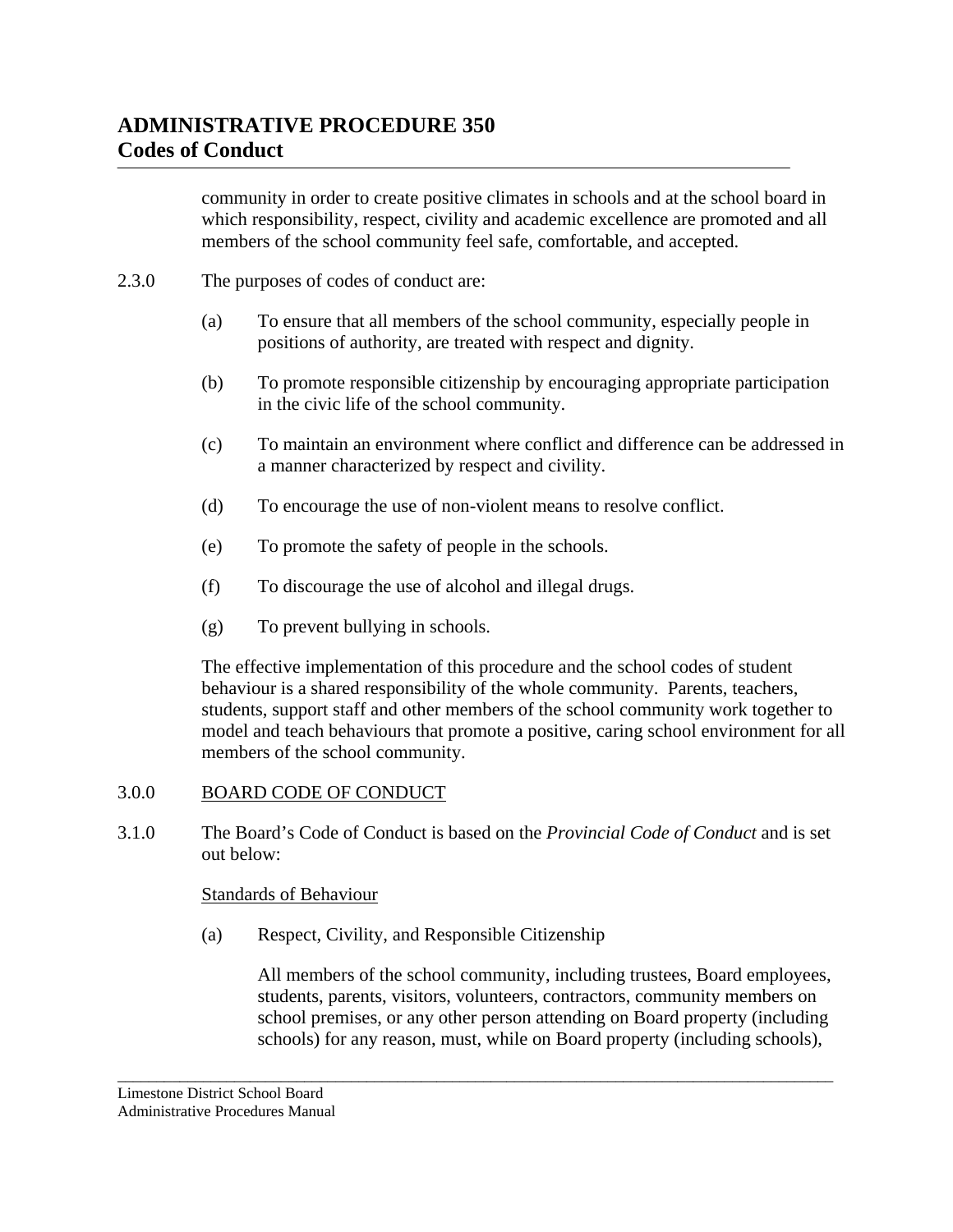community in order to create positive climates in schools and at the school board in which responsibility, respect, civility and academic excellence are promoted and all members of the school community feel safe, comfortable, and accepted.

2.3.0 The purposes of codes of conduct are:

(a) To ensure that all members of the school community, especially people in positions of authority, are treated with respect and dignity.

(b) To promote responsible citizenship by encouraging appropriate participation in the civic life of the school community.

(c) To maintain an environment where conflict and difference can be addressed in a manner characterized by respect and civility.

(d) To encourage the use of non-violent means to resolve conflict.

(e) To promote the safety of people in the schools.

(f) To discourage the use of alcohol and illegal drugs.

(g) To prevent bullying in schools.

The effective implementation of this procedure and the school codes of student behaviour is a shared responsibility of the whole community. Parents, teachers, students, support staff and other members of the school community work together to model and teach behaviours that promote a positive, caring school environment for all members of the school community.

3.0.0 BOARD CODE OF CONDUCT

3.1.0 The Board's Code of Conduct is based on the *Provincial Code of Conduct* and is set out below:

Standards of Behaviour

(a) Respect, Civility, and Responsible Citizenship

All members of the school community, including trustees, Board employees, students, parents, visitors, volunteers, contractors, community members on school premises, or any other person attending on Board property (including schools) for any reason, must, while on Board property (including schools),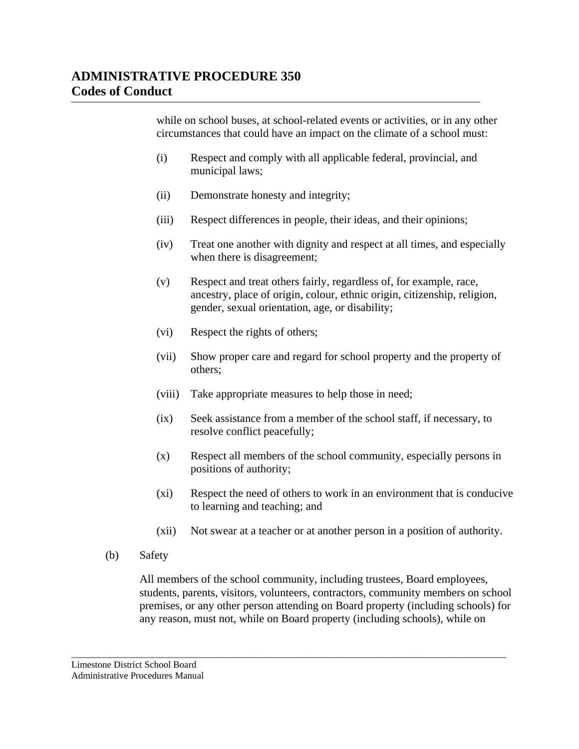while on school buses, at school-related events or activities, or in any other circumstances that could have an impact on the climate of a school must:

(i) Respect and comply with all applicable federal, provincial, and municipal laws;

(ii) Demonstrate honesty and integrity;

(iii) Respect differences in people, their ideas, and their opinions;

(iv) Treat one another with dignity and respect at all times, and especially when there is disagreement;

(v) Respect and treat others fairly, regardless of, for example, race, ancestry, place of origin, colour, ethnic origin, citizenship, religion, gender, sexual orientation, age, or disability;

(vi) Respect the rights of others;

(vii) Show proper care and regard for school property and the property of others;

(viii) Take appropriate measures to help those in need;

(ix) Seek assistance from a member of the school staff, if necessary, to resolve conflict peacefully;

(x) Respect all members of the school community, especially persons in positions of authority;

(xi) Respect the need of others to work in an environment that is conducive to learning and teaching; and

(xii) Not swear at a teacher or at another person in a position of authority.

(b) Safety

All members of the school community, including trustees, Board employees, students, parents, visitors, volunteers, contractors, community members on school premises, or any other person attending on Board property (including schools) for any reason, must not, while on Board property (including schools), while on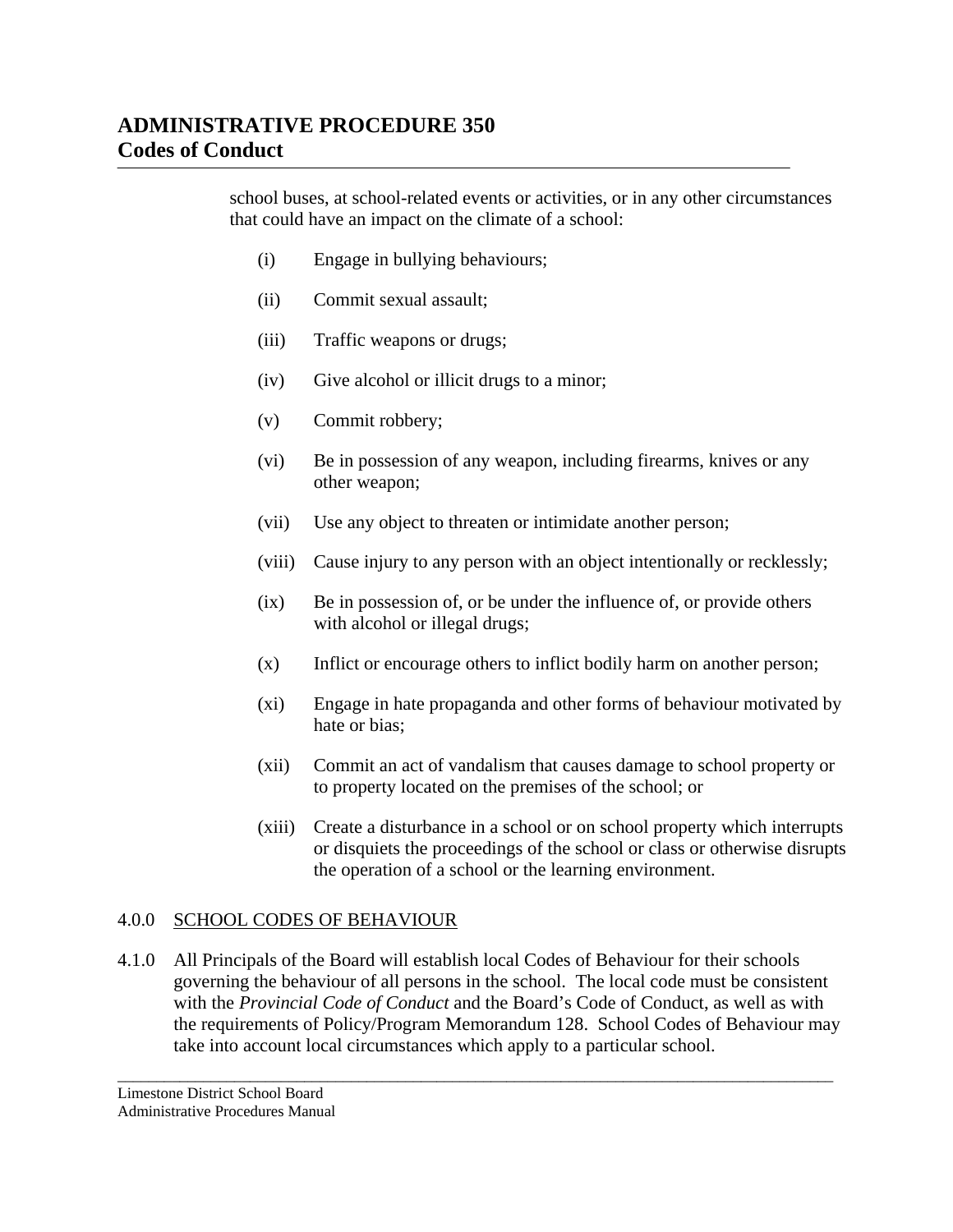school buses, at school-related events or activities, or in any other circumstances that could have an impact on the climate of a school:

(i) Engage in bullying behaviours;

(ii) Commit sexual assault;

(iii) Traffic weapons or drugs;

(iv) Give alcohol or illicit drugs to a minor;

(v) Commit robbery;

(vi) Be in possession of any weapon, including firearms, knives or any other weapon;

(vii) Use any object to threaten or intimidate another person;

(viii) Cause injury to any person with an object intentionally or recklessly;

(ix) Be in possession of, or be under the influence of, or provide others with alcohol or illegal drugs;

(x) Inflict or encourage others to inflict bodily harm on another person;

(xi) Engage in hate propaganda and other forms of behaviour motivated by hate or bias;

(xii) Commit an act of vandalism that causes damage to school property or to property located on the premises of the school; or

(xiii) Create a disturbance in a school or on school property which interrupts or disquiets the proceedings of the school or class or otherwise disrupts the operation of a school or the learning environment.

4.0.0 SCHOOL CODES OF BEHAVIOUR

4.1.0 All Principals of the Board will establish local Codes of Behaviour for their schools governing the behaviour of all persons in the school. The local code must be consistent with the *Provincial Code of Conduct* and the Board's Code of Conduct, as well as with the requirements of Policy/Program Memorandum 128. School Codes of Behaviour may take into account local circumstances which apply to a particular school.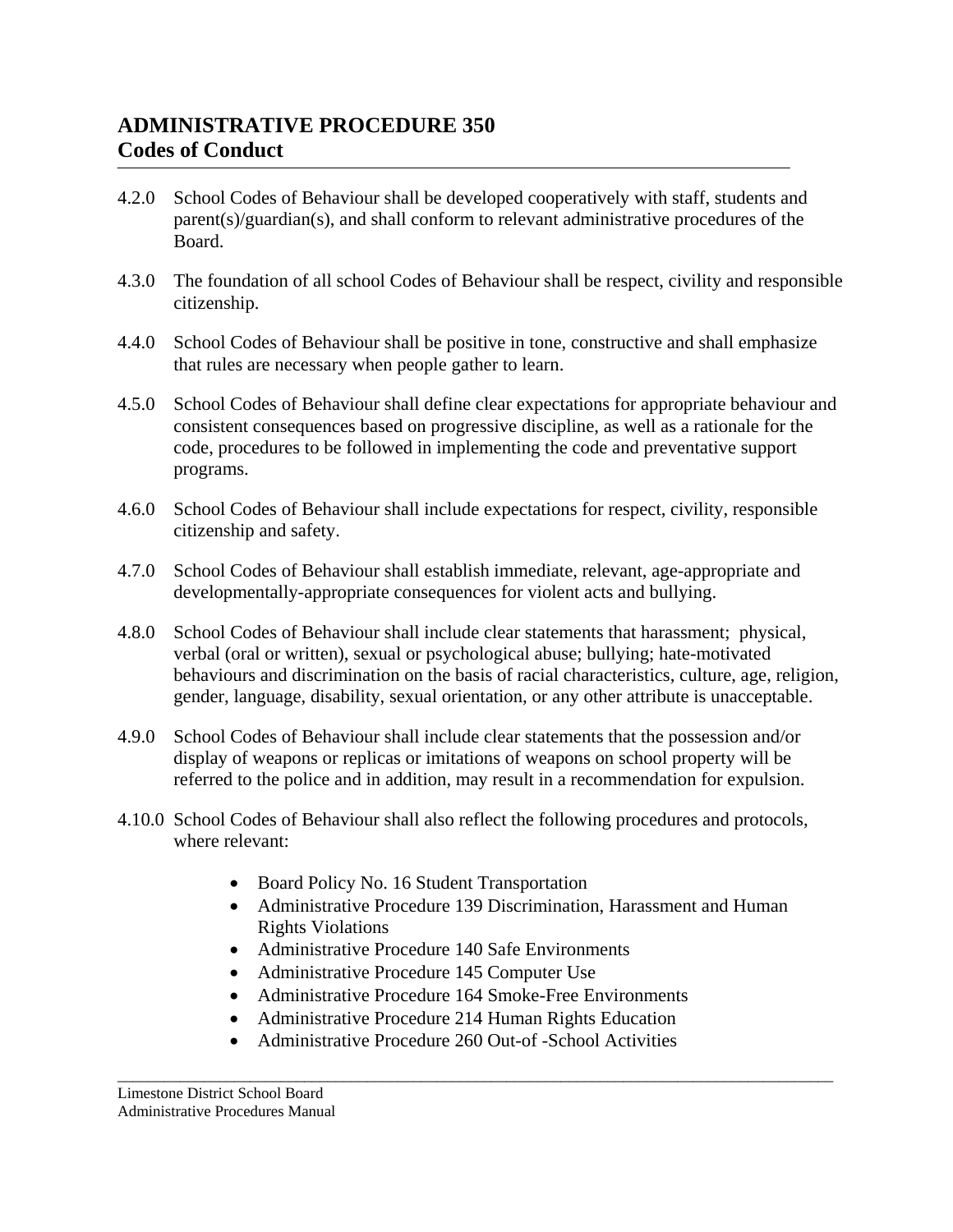# ADMINISTRATIVE PROCEDURE 350
## Codes of Conduct

4.2.0 School Codes of Behaviour shall be developed cooperatively with staff, students and parent(s)/guardian(s), and shall conform to relevant administrative procedures of the Board.

4.3.0 The foundation of all school Codes of Behaviour shall be respect, civility and responsible citizenship.

4.4.0 School Codes of Behaviour shall be positive in tone, constructive and shall emphasize that rules are necessary when people gather to learn.

4.5.0 School Codes of Behaviour shall define clear expectations for appropriate behaviour and consistent consequences based on progressive discipline, as well as a rationale for the code, procedures to be followed in implementing the code and preventative support programs.

4.6.0 School Codes of Behaviour shall include expectations for respect, civility, responsible citizenship and safety.

4.7.0 School Codes of Behaviour shall establish immediate, relevant, age-appropriate and developmentally-appropriate consequences for violent acts and bullying.

4.8.0 School Codes of Behaviour shall include clear statements that harassment; physical, verbal (oral or written), sexual or psychological abuse; bullying; hate-motivated behaviours and discrimination on the basis of racial characteristics, culture, age, religion, gender, language, disability, sexual orientation, or any other attribute is unacceptable.

4.9.0 School Codes of Behaviour shall include clear statements that the possession and/or display of weapons or replicas or imitations of weapons on school property will be referred to the police and in addition, may result in a recommendation for expulsion.

4.10.0 School Codes of Behaviour shall also reflect the following procedures and protocols, where relevant:

- Board Policy No. 16 Student Transportation
- Administrative Procedure 139 Discrimination, Harassment and Human Rights Violations
- Administrative Procedure 140 Safe Environments
- Administrative Procedure 145 Computer Use
- Administrative Procedure 164 Smoke-Free Environments
- Administrative Procedure 214 Human Rights Education
- Administrative Procedure 260 Out-of -School Activities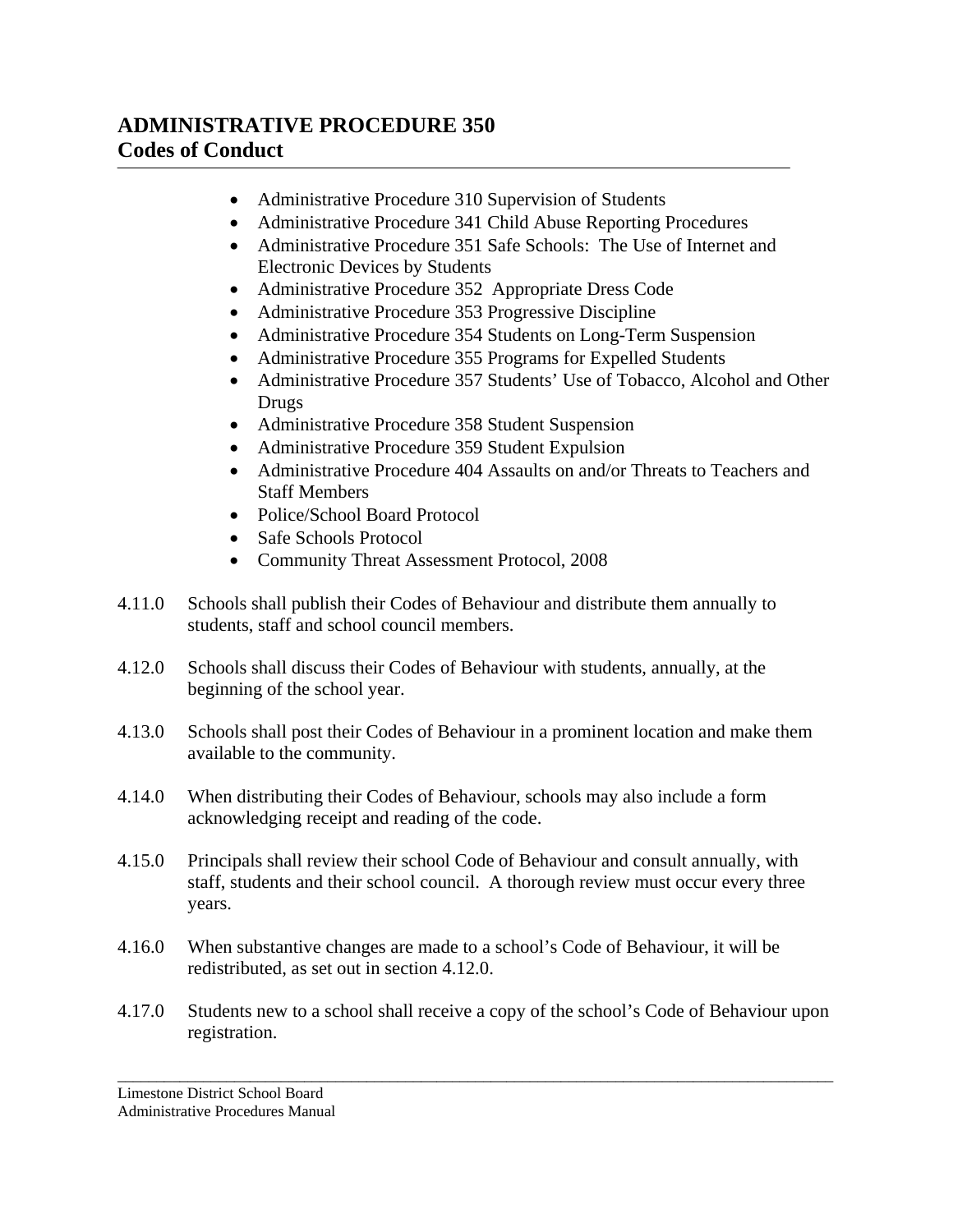# ADMINISTRATIVE PROCEDURE 350
## Codes of Conduct

- Administrative Procedure 310 Supervision of Students
- Administrative Procedure 341 Child Abuse Reporting Procedures
- Administrative Procedure 351 Safe Schools: The Use of Internet and Electronic Devices by Students
- Administrative Procedure 352 Appropriate Dress Code
- Administrative Procedure 353 Progressive Discipline
- Administrative Procedure 354 Students on Long-Term Suspension
- Administrative Procedure 355 Programs for Expelled Students
- Administrative Procedure 357 Students' Use of Tobacco, Alcohol and Other Drugs
- Administrative Procedure 358 Student Suspension
- Administrative Procedure 359 Student Expulsion
- Administrative Procedure 404 Assaults on and/or Threats to Teachers and Staff Members
- Police/School Board Protocol
- Safe Schools Protocol
- Community Threat Assessment Protocol, 2008

4.11.0 Schools shall publish their Codes of Behaviour and distribute them annually to students, staff and school council members.

4.12.0 Schools shall discuss their Codes of Behaviour with students, annually, at the beginning of the school year.

4.13.0 Schools shall post their Codes of Behaviour in a prominent location and make them available to the community.

4.14.0 When distributing their Codes of Behaviour, schools may also include a form acknowledging receipt and reading of the code.

4.15.0 Principals shall review their school Code of Behaviour and consult annually, with staff, students and their school council. A thorough review must occur every three years.

4.16.0 When substantive changes are made to a school's Code of Behaviour, it will be redistributed, as set out in section 4.12.0.

4.17.0 Students new to a school shall receive a copy of the school's Code of Behaviour upon registration.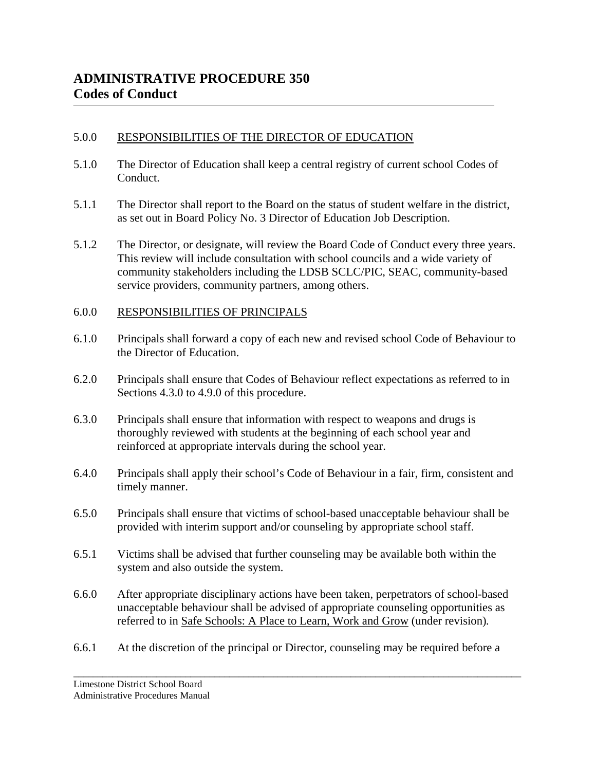# ADMINISTRATIVE PROCEDURE 350
## Codes of Conduct

5.0.0 RESPONSIBILITIES OF THE DIRECTOR OF EDUCATION

5.1.0 The Director of Education shall keep a central registry of current school Codes of Conduct.

5.1.1 The Director shall report to the Board on the status of student welfare in the district, as set out in Board Policy No. 3 Director of Education Job Description.

5.1.2 The Director, or designate, will review the Board Code of Conduct every three years. This review will include consultation with school councils and a wide variety of community stakeholders including the LDSB SCLC/PIC, SEAC, community-based service providers, community partners, among others.

6.0.0 RESPONSIBILITIES OF PRINCIPALS

6.1.0 Principals shall forward a copy of each new and revised school Code of Behaviour to the Director of Education.

6.2.0 Principals shall ensure that Codes of Behaviour reflect expectations as referred to in Sections 4.3.0 to 4.9.0 of this procedure.

6.3.0 Principals shall ensure that information with respect to weapons and drugs is thoroughly reviewed with students at the beginning of each school year and reinforced at appropriate intervals during the school year.

6.4.0 Principals shall apply their school's Code of Behaviour in a fair, firm, consistent and timely manner.

6.5.0 Principals shall ensure that victims of school-based unacceptable behaviour shall be provided with interim support and/or counseling by appropriate school staff.

6.5.1 Victims shall be advised that further counseling may be available both within the system and also outside the system.

6.6.0 After appropriate disciplinary actions have been taken, perpetrators of school-based unacceptable behaviour shall be advised of appropriate counseling opportunities as referred to in Safe Schools: A Place to Learn, Work and Grow (under revision).

6.6.1 At the discretion of the principal or Director, counseling may be required before a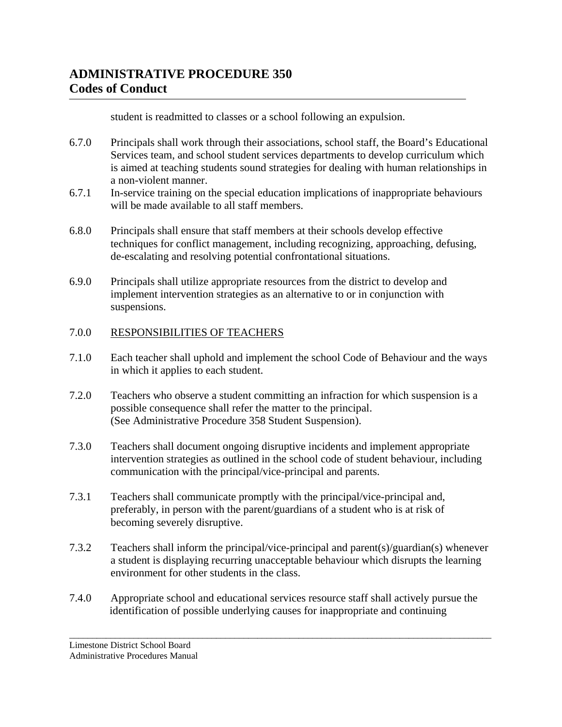student is readmitted to classes or a school following an expulsion.

6.7.0 Principals shall work through their associations, school staff, the Board's Educational Services team, and school student services departments to develop curriculum which is aimed at teaching students sound strategies for dealing with human relationships in a non-violent manner.

6.7.1 In-service training on the special education implications of inappropriate behaviours will be made available to all staff members.

6.8.0 Principals shall ensure that staff members at their schools develop effective techniques for conflict management, including recognizing, approaching, defusing, de-escalating and resolving potential confrontational situations.

6.9.0 Principals shall utilize appropriate resources from the district to develop and implement intervention strategies as an alternative to or in conjunction with suspensions.

7.0.0 <u>RESPONSIBILITIES OF TEACHERS</u>

7.1.0 Each teacher shall uphold and implement the school Code of Behaviour and the ways in which it applies to each student.

7.2.0 Teachers who observe a student committing an infraction for which suspension is a possible consequence shall refer the matter to the principal. (See Administrative Procedure 358 Student Suspension).

7.3.0 Teachers shall document ongoing disruptive incidents and implement appropriate intervention strategies as outlined in the school code of student behaviour, including communication with the principal/vice-principal and parents.

7.3.1 Teachers shall communicate promptly with the principal/vice-principal and, preferably, in person with the parent/guardians of a student who is at risk of becoming severely disruptive.

7.3.2 Teachers shall inform the principal/vice-principal and parent(s)/guardian(s) whenever a student is displaying recurring unacceptable behaviour which disrupts the learning environment for other students in the class.

7.4.0 Appropriate school and educational services resource staff shall actively pursue the identification of possible underlying causes for inappropriate and continuing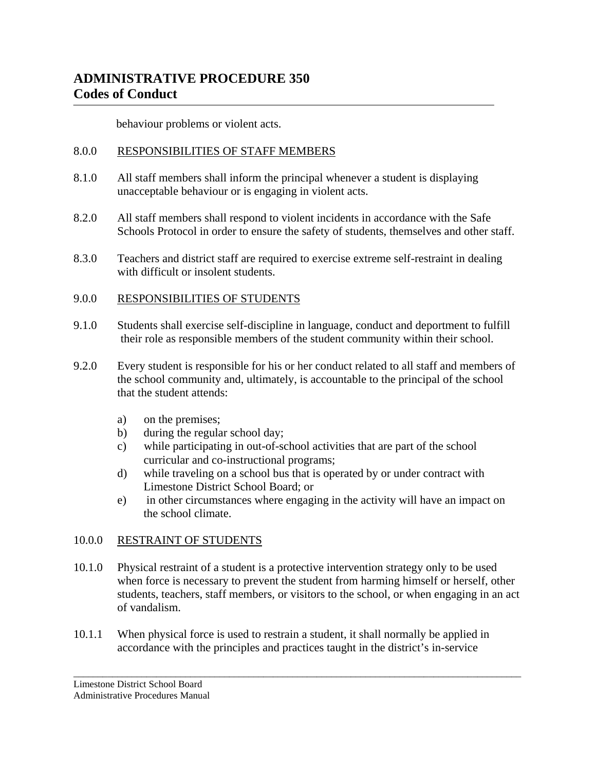behaviour problems or violent acts.

8.0.0 RESPONSIBILITIES OF STAFF MEMBERS

8.1.0 All staff members shall inform the principal whenever a student is displaying unacceptable behaviour or is engaging in violent acts.

8.2.0 All staff members shall respond to violent incidents in accordance with the Safe Schools Protocol in order to ensure the safety of students, themselves and other staff.

8.3.0 Teachers and district staff are required to exercise extreme self-restraint in dealing with difficult or insolent students.

9.0.0 RESPONSIBILITIES OF STUDENTS

9.1.0 Students shall exercise self-discipline in language, conduct and deportment to fulfill their role as responsible members of the student community within their school.

9.2.0 Every student is responsible for his or her conduct related to all staff and members of the school community and, ultimately, is accountable to the principal of the school that the student attends:

a) on the premises;
b) during the regular school day;
c) while participating in out-of-school activities that are part of the school curricular and co-instructional programs;
d) while traveling on a school bus that is operated by or under contract with Limestone District School Board; or
e) in other circumstances where engaging in the activity will have an impact on the school climate.

10.0.0 RESTRAINT OF STUDENTS

10.1.0 Physical restraint of a student is a protective intervention strategy only to be used when force is necessary to prevent the student from harming himself or herself, other students, teachers, staff members, or visitors to the school, or when engaging in an act of vandalism.

10.1.1 When physical force is used to restrain a student, it shall normally be applied in accordance with the principles and practices taught in the district's in-service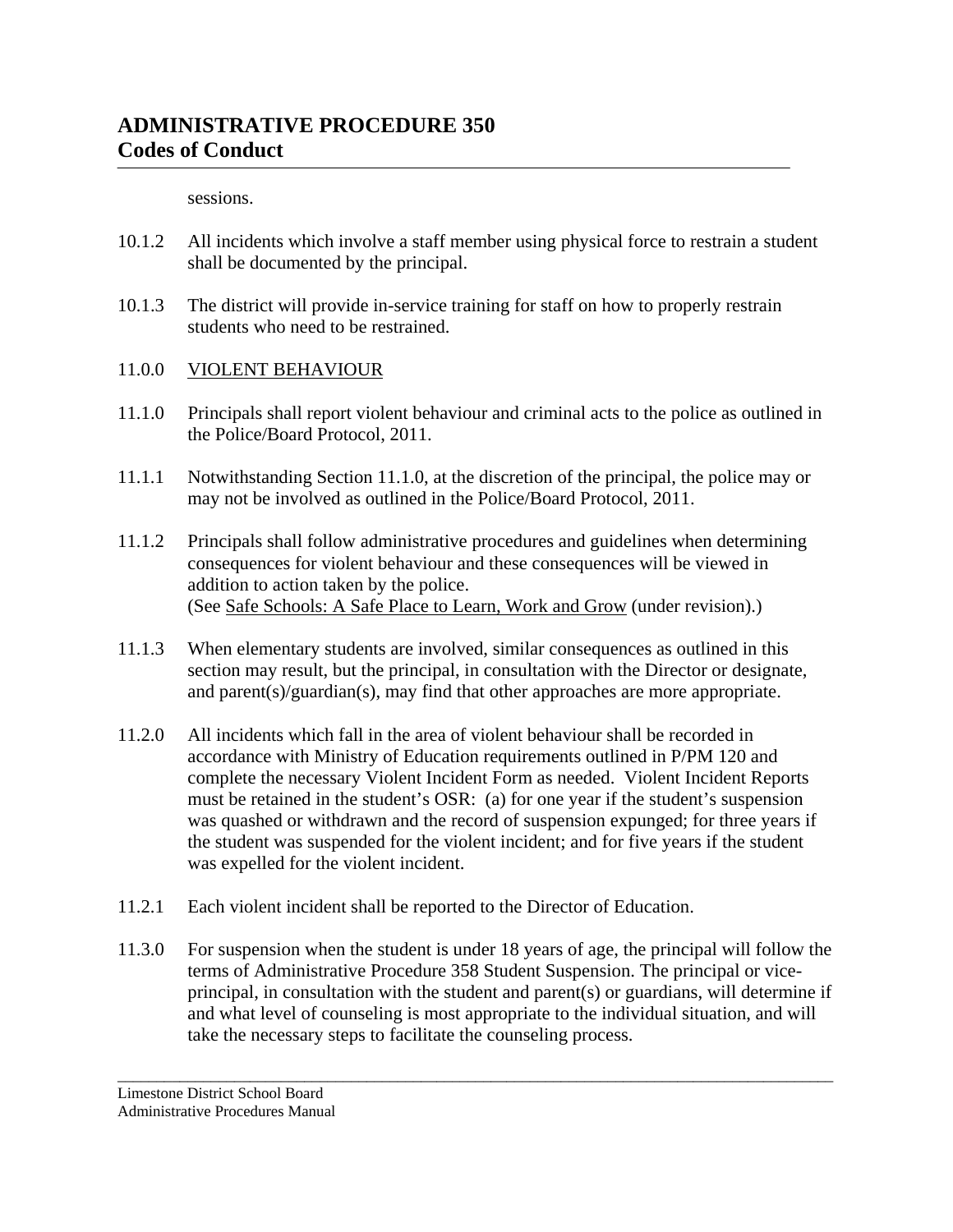sessions.

10.1.2 All incidents which involve a staff member using physical force to restrain a student shall be documented by the principal.

10.1.3 The district will provide in-service training for staff on how to properly restrain students who need to be restrained.

11.0.0 <u>VIOLENT BEHAVIOUR</u>

11.1.0 Principals shall report violent behaviour and criminal acts to the police as outlined in the Police/Board Protocol, 2011.

11.1.1 Notwithstanding Section 11.1.0, at the discretion of the principal, the police may or may not be involved as outlined in the Police/Board Protocol, 2011.

11.1.2 Principals shall follow administrative procedures and guidelines when determining consequences for violent behaviour and these consequences will be viewed in addition to action taken by the police.
(See <u>Safe Schools: A Safe Place to Learn, Work and Grow</u> (under revision).)

11.1.3 When elementary students are involved, similar consequences as outlined in this section may result, but the principal, in consultation with the Director or designate, and parent(s)/guardian(s), may find that other approaches are more appropriate.

11.2.0 All incidents which fall in the area of violent behaviour shall be recorded in accordance with Ministry of Education requirements outlined in P/PM 120 and complete the necessary Violent Incident Form as needed. Violent Incident Reports must be retained in the student's OSR: (a) for one year if the student's suspension was quashed or withdrawn and the record of suspension expunged; for three years if the student was suspended for the violent incident; and for five years if the student was expelled for the violent incident.

11.2.1 Each violent incident shall be reported to the Director of Education.

11.3.0 For suspension when the student is under 18 years of age, the principal will follow the terms of Administrative Procedure 358 Student Suspension. The principal or vice-principal, in consultation with the student and parent(s) or guardians, will determine if and what level of counseling is most appropriate to the individual situation, and will take the necessary steps to facilitate the counseling process.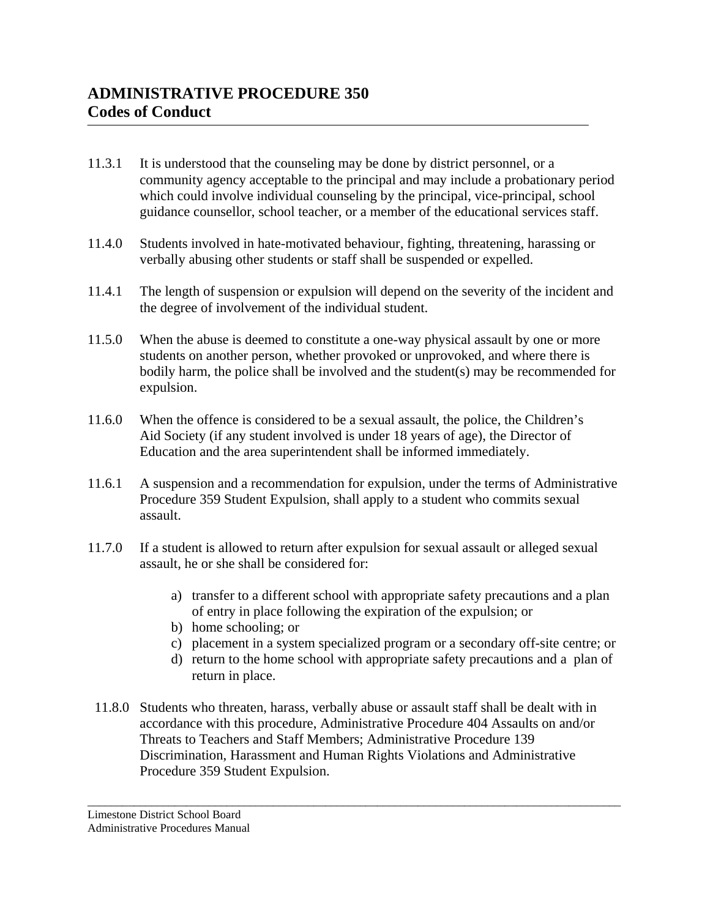11.3.1 It is understood that the counseling may be done by district personnel, or a community agency acceptable to the principal and may include a probationary period which could involve individual counseling by the principal, vice-principal, school guidance counsellor, school teacher, or a member of the educational services staff.

11.4.0 Students involved in hate-motivated behaviour, fighting, threatening, harassing or verbally abusing other students or staff shall be suspended or expelled.

11.4.1 The length of suspension or expulsion will depend on the severity of the incident and the degree of involvement of the individual student.

11.5.0 When the abuse is deemed to constitute a one-way physical assault by one or more students on another person, whether provoked or unprovoked, and where there is bodily harm, the police shall be involved and the student(s) may be recommended for expulsion.

11.6.0 When the offence is considered to be a sexual assault, the police, the Children's Aid Society (if any student involved is under 18 years of age), the Director of Education and the area superintendent shall be informed immediately.

11.6.1 A suspension and a recommendation for expulsion, under the terms of Administrative Procedure 359 Student Expulsion, shall apply to a student who commits sexual assault.

11.7.0 If a student is allowed to return after expulsion for sexual assault or alleged sexual assault, he or she shall be considered for:

a) transfer to a different school with appropriate safety precautions and a plan of entry in place following the expiration of the expulsion; or
b) home schooling; or
c) placement in a system specialized program or a secondary off-site centre; or
d) return to the home school with appropriate safety precautions and a plan of return in place.

11.8.0 Students who threaten, harass, verbally abuse or assault staff shall be dealt with in accordance with this procedure, Administrative Procedure 404 Assaults on and/or Threats to Teachers and Staff Members; Administrative Procedure 139 Discrimination, Harassment and Human Rights Violations and Administrative Procedure 359 Student Expulsion.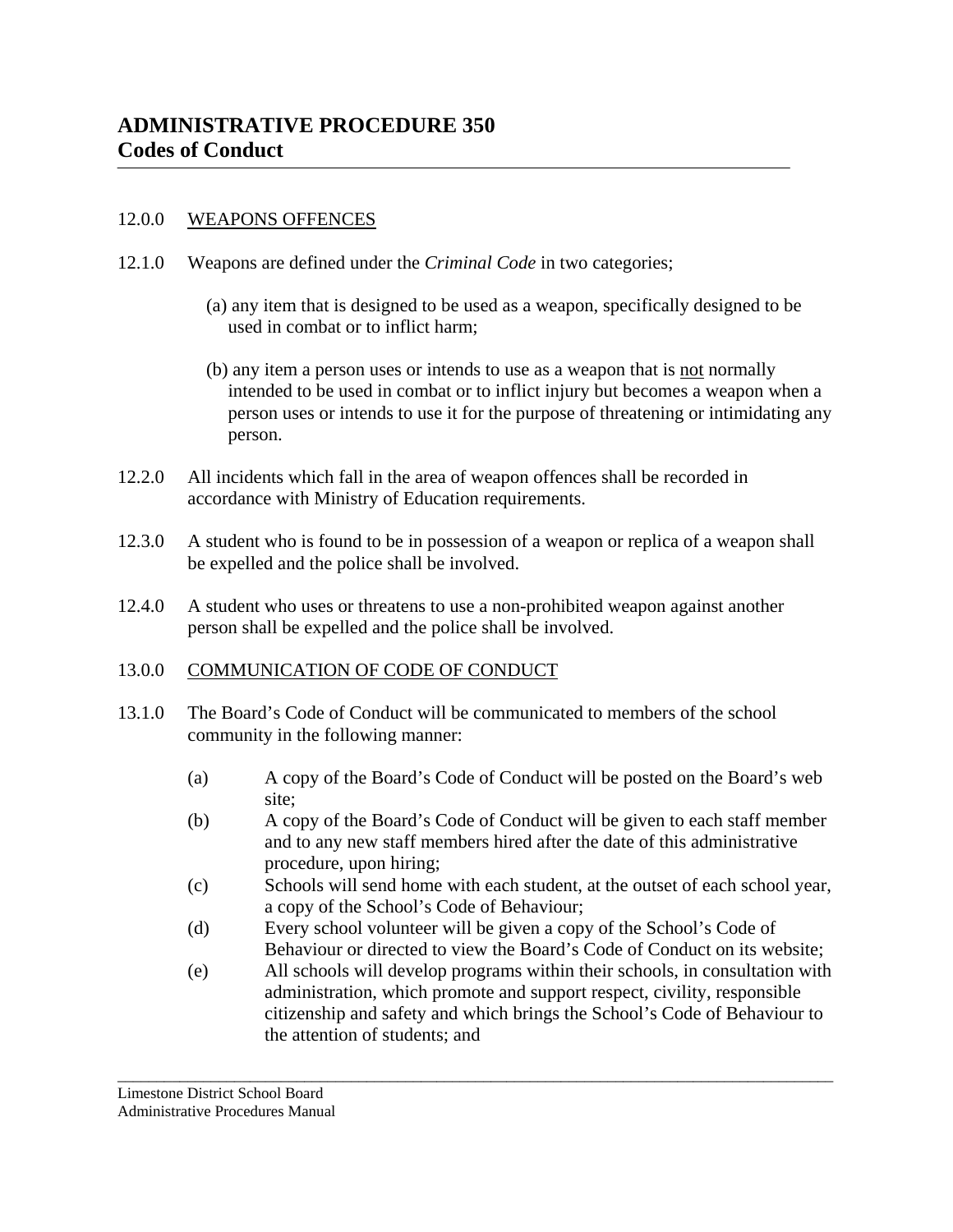# ADMINISTRATIVE PROCEDURE 350
# Codes of Conduct

12.0.0 WEAPONS OFFENCES

12.1.0 Weapons are defined under the *Criminal Code* in two categories;

(a) any item that is designed to be used as a weapon, specifically designed to be used in combat or to inflict harm;

(b) any item a person uses or intends to use as a weapon that is not normally intended to be used in combat or to inflict injury but becomes a weapon when a person uses or intends to use it for the purpose of threatening or intimidating any person.

12.2.0 All incidents which fall in the area of weapon offences shall be recorded in accordance with Ministry of Education requirements.

12.3.0 A student who is found to be in possession of a weapon or replica of a weapon shall be expelled and the police shall be involved.

12.4.0 A student who uses or threatens to use a non-prohibited weapon against another person shall be expelled and the police shall be involved.

13.0.0 COMMUNICATION OF CODE OF CONDUCT

13.1.0 The Board's Code of Conduct will be communicated to members of the school community in the following manner:

(a) A copy of the Board's Code of Conduct will be posted on the Board's web site;

(b) A copy of the Board's Code of Conduct will be given to each staff member and to any new staff members hired after the date of this administrative procedure, upon hiring;

(c) Schools will send home with each student, at the outset of each school year, a copy of the School's Code of Behaviour;

(d) Every school volunteer will be given a copy of the School's Code of Behaviour or directed to view the Board's Code of Conduct on its website;

(e) All schools will develop programs within their schools, in consultation with administration, which promote and support respect, civility, responsible citizenship and safety and which brings the School's Code of Behaviour to the attention of students; and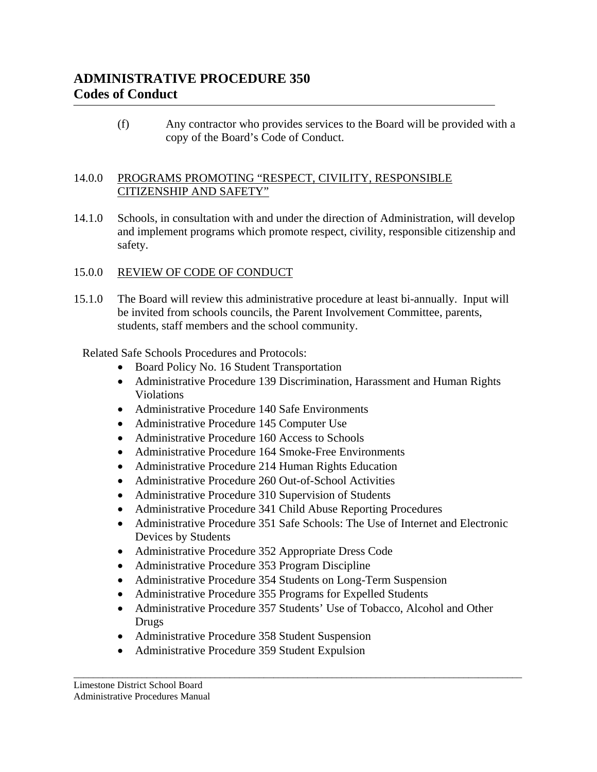(f) Any contractor who provides services to the Board will be provided with a copy of the Board's Code of Conduct.

14.0.0 <u>PROGRAMS PROMOTING "RESPECT, CIVILITY, RESPONSIBLE CITIZENSHIP AND SAFETY"</u>

14.1.0 Schools, in consultation with and under the direction of Administration, will develop and implement programs which promote respect, civility, responsible citizenship and safety.

15.0.0 <u>REVIEW OF CODE OF CONDUCT</u>

15.1.0 The Board will review this administrative procedure at least bi-annually. Input will be invited from schools councils, the Parent Involvement Committee, parents, students, staff members and the school community.

Related Safe Schools Procedures and Protocols:

- Board Policy No. 16 Student Transportation
- Administrative Procedure 139 Discrimination, Harassment and Human Rights Violations
- Administrative Procedure 140 Safe Environments
- Administrative Procedure 145 Computer Use
- Administrative Procedure 160 Access to Schools
- Administrative Procedure 164 Smoke-Free Environments
- Administrative Procedure 214 Human Rights Education
- Administrative Procedure 260 Out-of-School Activities
- Administrative Procedure 310 Supervision of Students
- Administrative Procedure 341 Child Abuse Reporting Procedures
- Administrative Procedure 351 Safe Schools: The Use of Internet and Electronic Devices by Students
- Administrative Procedure 352 Appropriate Dress Code
- Administrative Procedure 353 Program Discipline
- Administrative Procedure 354 Students on Long-Term Suspension
- Administrative Procedure 355 Programs for Expelled Students
- Administrative Procedure 357 Students' Use of Tobacco, Alcohol and Other Drugs
- Administrative Procedure 358 Student Suspension
- Administrative Procedure 359 Student Expulsion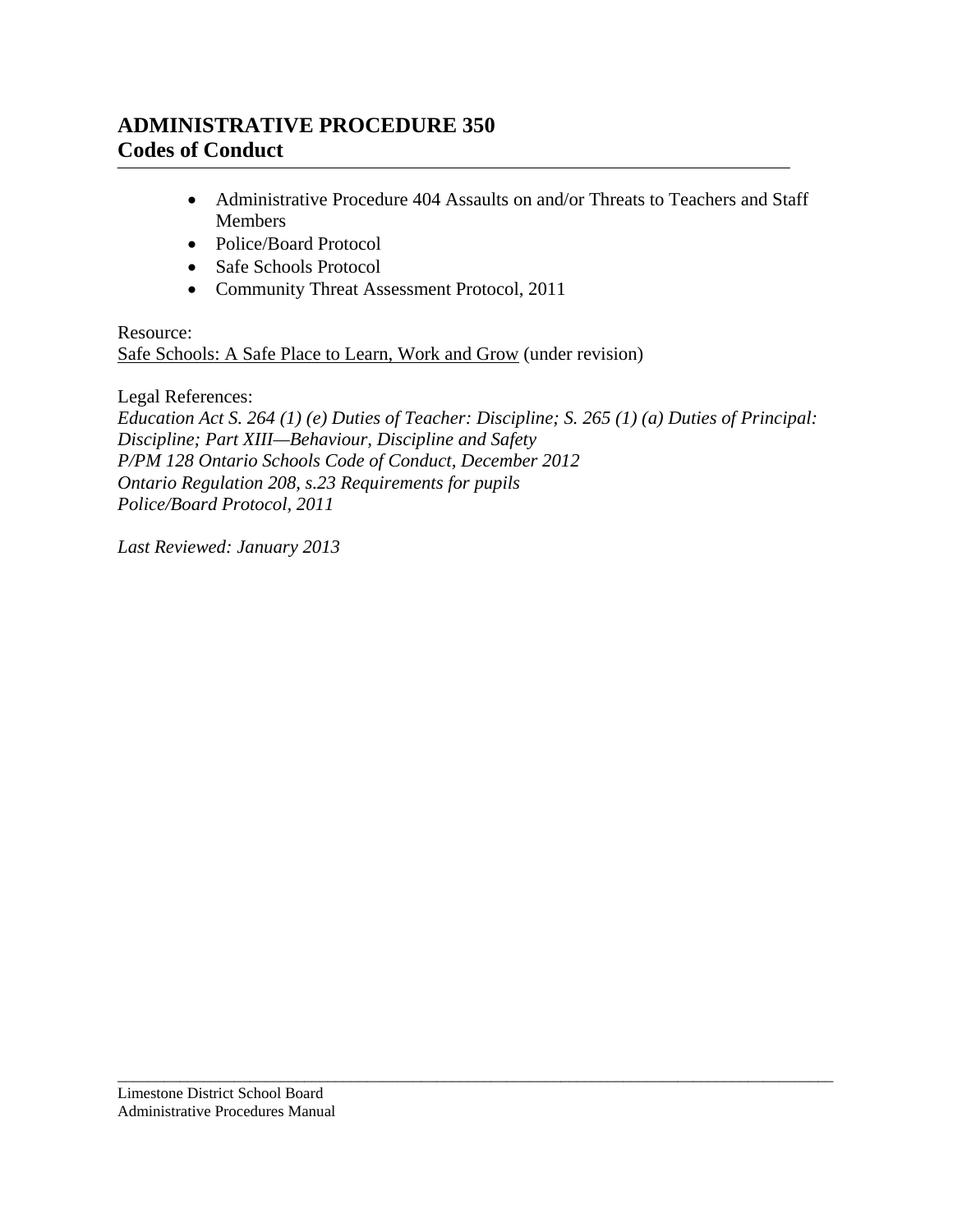- Administrative Procedure 404 Assaults on and/or Threats to Teachers and Staff Members
- Police/Board Protocol
- Safe Schools Protocol
- Community Threat Assessment Protocol, 2011

Resource:
Safe Schools: A Safe Place to Learn, Work and Grow (under revision)

Legal References:
*Education Act S. 264 (1) (e) Duties of Teacher: Discipline; S. 265 (1) (a) Duties of Principal: Discipline; Part XIII—Behaviour, Discipline and Safety*
*P/PM 128 Ontario Schools Code of Conduct, December 2012*
*Ontario Regulation 208, s.23 Requirements for pupils*
*Police/Board Protocol, 2011*

*Last Reviewed: January 2013*